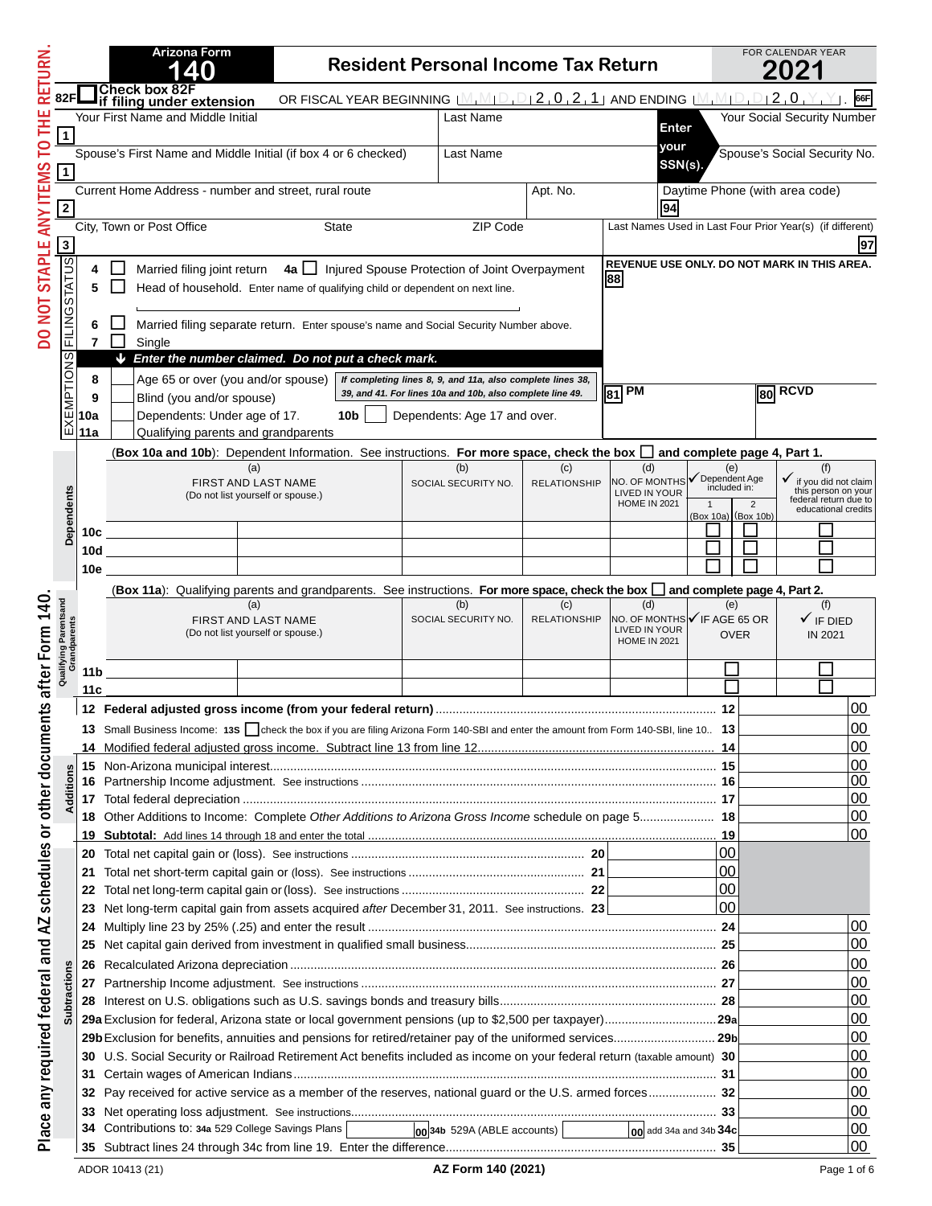DO NOT STAPLE ANY ITEMS TO THE RETURN.

# Arizona Form 140

## Resident Personal Income Tax Return

FOR CALENDAR YEAR **2021**

**82F** Check box 82F if filing under extension OR FISCAL YEAR BEGINNING M M D D 2 0 2 1 AND ENDING M M D D 2 0 Y Y. **66F**

| | | | |
|---|---|---|---|
| **1** Your First Name and Middle Initial | Last Name | Enter your SSN(s). | Your Social Security Number |
| **1** Spouse's First Name and Middle Initial (if box 4 or 6 checked) | Last Name | | Spouse's Social Security No. |
| **2** Current Home Address - number and street, rural route | Apt. No. | | Daytime Phone (with area code) **94** |
| **3** City, Town or Post Office | State | ZIP Code | Last Names Used in Last Four Prior Year(s) (if different) **97** |

**FILING STATUS**

- **4** ☐ Married filing joint return **4a** ☐ Injured Spouse Protection of Joint Overpayment
- **5** ☐ Head of household. Enter name of qualifying child or dependent on next line.
- **6** ☐ Married filing separate return. Enter spouse's name and Social Security Number above.
- **7** ☐ Single

REVENUE USE ONLY. DO NOT MARK IN THIS AREA. **88**

**EXEMPTIONS**

***Enter the number claimed. Do not put a check mark.***

- **8** Age 65 or over (you and/or spouse)
- **9** Blind (you and/or spouse)
- **10a** Dependents: Under age of 17. **10b** Dependents: Age 17 and over.
- **11a** Qualifying parents and grandparents

*If completing lines 8, 9, and 11a, also complete lines 38, 39, and 41. For lines 10a and 10b, also complete line 49.*

**81** PM **80** RCVD

**Dependents**

(**Box 10a and 10b**): Dependent Information. See instructions. **For more space, check the box ☐ and complete page 4, Part 1.**

| | (a) FIRST AND LAST NAME (Do not list yourself or spouse.) | | (b) SOCIAL SECURITY NO. | (c) RELATIONSHIP | (d) NO. OF MONTHS LIVED IN YOUR HOME IN 2021 | (e) ✓ Dependent Age included in: 1 (Box 10a) | 2 (Box 10b) | (f) ✓ if you did not claim this person on your federal return due to educational credits |
|---|---|---|---|---|---|---|---|---|
| **10c** | | | | | | ☐ | ☐ | ☐ |
| **10d** | | | | | | ☐ | ☐ | ☐ |
| **10e** | | | | | | ☐ | ☐ | ☐ |

**Qualifying Parents and Grandparents**

(**Box 11a**): Qualifying parents and grandparents. See instructions. **For more space, check the box ☐ and complete page 4, Part 2.**

| | (a) FIRST AND LAST NAME (Do not list yourself or spouse.) | | (b) SOCIAL SECURITY NO. | (c) RELATIONSHIP | (d) NO. OF MONTHS LIVED IN YOUR HOME IN 2021 | (e) ✓ IF AGE 65 OR OVER | (f) ✓ IF DIED IN 2021 |
|---|---|---|---|---|---|---|---|
| **11b** | | | | | | ☐ | ☐ |
| **11c** | | | | | | ☐ | ☐ |

| Line | Description | | | | |
|---|---|---|---|---|---|
| **12** | **Federal adjusted gross income (from your federal return)** | | | **12** | 00 |
| **13** | Small Business Income: **13S** ☐ check the box if you are filing Arizona Form 140-SBI and enter the amount from Form 140-SBI, line 10 | | | **13** | 00 |
| **14** | Modified federal adjusted gross income. Subtract line 13 from line 12 | | | **14** | 00 |
| **Additions** | | | | | |
| **15** | Non-Arizona municipal interest | | | **15** | 00 |
| **16** | Partnership Income adjustment. See instructions | | | **16** | 00 |
| **17** | Total federal depreciation | | | **17** | 00 |
| **18** | Other Additions to Income: Complete *Other Additions to Arizona Gross Income* schedule on page 5 | | | **18** | 00 |
| **19** | **Subtotal:** Add lines 14 through 18 and enter the total | | | **19** | 00 |
| **Subtractions** | | | | | |
| **20** | Total net capital gain or (loss). See instructions | **20** | 00 | | |
| **21** | Total net short-term capital gain or (loss). See instructions | **21** | 00 | | |
| **22** | Total net long-term capital gain or (loss). See instructions | **22** | 00 | | |
| **23** | Net long-term capital gain from assets acquired *after* December 31, 2011. See instructions. | **23** | 00 | | |
| **24** | Multiply line 23 by 25% (.25) and enter the result | | | **24** | 00 |
| **25** | Net capital gain derived from investment in qualified small business | | | **25** | 00 |
| **26** | Recalculated Arizona depreciation | | | **26** | 00 |
| **27** | Partnership Income adjustment. See instructions | | | **27** | 00 |
| **28** | Interest on U.S. obligations such as U.S. savings bonds and treasury bills | | | **28** | 00 |
| **29a** | Exclusion for federal, Arizona state or local government pensions (up to $2,500 per taxpayer) | | | **29a** | 00 |
| **29b** | Exclusion for benefits, annuities and pensions for retired/retainer pay of the uniformed services | | | **29b** | 00 |
| **30** | U.S. Social Security or Railroad Retirement Act benefits included as income on your federal return (taxable amount) | | | **30** | 00 |
| **31** | Certain wages of American Indians | | | **31** | 00 |
| **32** | Pay received for active service as a member of the reserves, national guard or the U.S. armed forces | | | **32** | 00 |
| **33** | Net operating loss adjustment. See instructions | | | **33** | 00 |
| **34** | Contributions to: **34a** 529 College Savings Plans ____ 00 **34b** 529A (ABLE accounts) ____ 00 add 34a and 34b | | | **34c** | 00 |
| **35** | Subtract lines 24 through 34c from line 19. Enter the difference | | | **35** | 00 |

Place any required federal and AZ schedules or other documents after Form 140.

ADOR 10413 (21) AZ Form 140 (2021)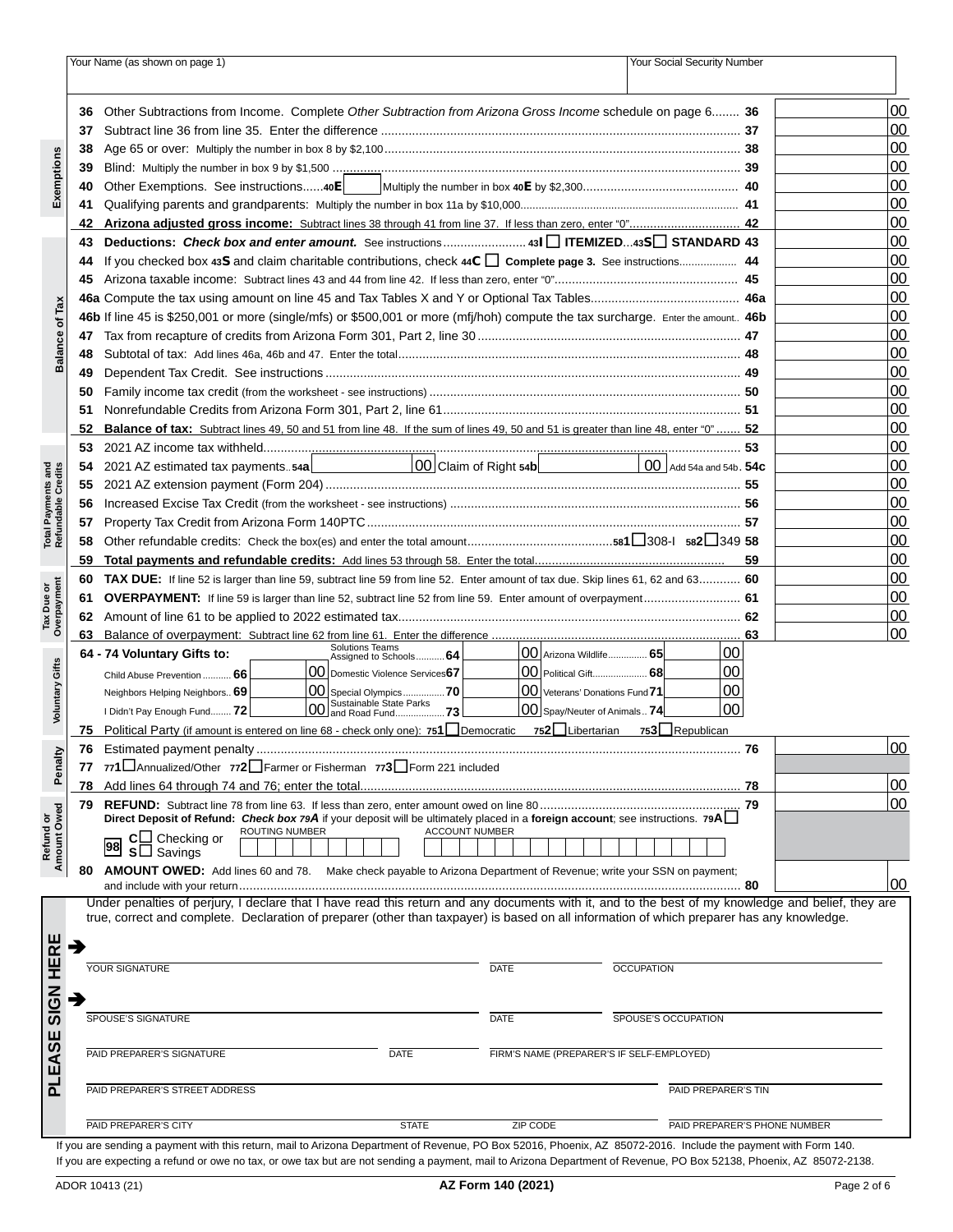| Your Name (as shown on page 1) | Your Social Security Number |
|---|---|
| | |

**Exemptions**

| Line | Description | Line | Amount |
|---|---|---|---|
| 36 | Other Subtractions from Income. Complete *Other Subtraction from Arizona Gross Income* schedule on page 6 | 36 | 00 |
| 37 | Subtract line 36 from line 35. Enter the difference | 37 | 00 |
| 38 | Age 65 or over: Multiply the number in box 8 by $2,100 | 38 | 00 |
| 39 | Blind: Multiply the number in box 9 by $1,500 | 39 | 00 |
| 40 | Other Exemptions. See instructions......40E [ ] Multiply the number in box 40E by $2,300 | 40 | 00 |
| 41 | Qualifying parents and grandparents: Multiply the number in box 11a by $10,000 | 41 | 00 |
| 42 | **Arizona adjusted gross income:** Subtract lines 38 through 41 from line 37. If less than zero, enter "0" | 42 | 00 |

**Balance of Tax**

| Line | Description | Line | Amount |
|---|---|---|---|
| 43 | **Deductions:** ***Check box and enter amount.*** See instructions ........ 43I ☐ **ITEMIZED**...43S ☐ **STANDARD** | 43 | 00 |
| 44 | If you checked box 43S and claim charitable contributions, check 44C ☐ **Complete page 3.** See instructions | 44 | 00 |
| 45 | Arizona taxable income: Subtract lines 43 and 44 from line 42. If less than zero, enter "0" | 45 | 00 |
| 46a | Compute the tax using amount on line 45 and Tax Tables X and Y or Optional Tax Tables | 46a | 00 |
| 46b | If line 45 is $250,001 or more (single/mfs) or $500,001 or more (mfj/hoh) compute the tax surcharge. Enter the amount | 46b | 00 |
| 47 | Tax from recapture of credits from Arizona Form 301, Part 2, line 30 | 47 | 00 |
| 48 | Subtotal of tax: Add lines 46a, 46b and 47. Enter the total | 48 | 00 |
| 49 | Dependent Tax Credit. See instructions | 49 | 00 |
| 50 | Family income tax credit (from the worksheet - see instructions) | 50 | 00 |
| 51 | Nonrefundable Credits from Arizona Form 301, Part 2, line 61 | 51 | 00 |
| 52 | **Balance of tax:** Subtract lines 49, 50 and 51 from line 48. If the sum of lines 49, 50 and 51 is greater than line 48, enter "0" | 52 | 00 |

**Total Payments and Refundable Credits**

| Line | Description | Line | Amount |
|---|---|---|---|
| 53 | 2021 AZ income tax withheld | 53 | 00 |
| 54 | 2021 AZ estimated tax payments..54a [ ] 00 Claim of Right 54b [ ] 00 Add 54a and 54b. | 54c | 00 |
| 55 | 2021 AZ extension payment (Form 204) | 55 | 00 |
| 56 | Increased Excise Tax Credit (from the worksheet - see instructions) | 56 | 00 |
| 57 | Property Tax Credit from Arizona Form 140PTC | 57 | 00 |
| 58 | Other refundable credits: Check the box(es) and enter the total amount.....581 ☐ 308-I 582 ☐ 349 | 58 | 00 |
| 59 | **Total payments and refundable credits:** Add lines 53 through 58. Enter the total | 59 | 00 |

**Tax Due or Overpayment**

| Line | Description | Line | Amount |
|---|---|---|---|
| 60 | **TAX DUE:** If line 52 is larger than line 59, subtract line 59 from line 52. Enter amount of tax due. Skip lines 61, 62 and 63 | 60 | 00 |
| 61 | **OVERPAYMENT:** If line 59 is larger than line 52, subtract line 52 from line 59. Enter amount of overpayment | 61 | 00 |
| 62 | Amount of line 61 to be applied to 2022 estimated tax | 62 | 00 |
| 63 | Balance of overpayment: Subtract line 62 from line 61. Enter the difference | 63 | 00 |

**Voluntary Gifts**

**64 - 74 Voluntary Gifts to:**

| Gift | Line | Amount | Gift | Line | Amount | Gift | Line | Amount |
|---|---|---|---|---|---|---|---|---|
| | | | Solutions Teams Assigned to Schools | 64 | 00 | Arizona Wildlife | 65 | 00 |
| Child Abuse Prevention | 66 | 00 | Domestic Violence Services | 67 | 00 | Political Gift | 68 | 00 |
| Neighbors Helping Neighbors | 69 | 00 | Special Olympics | 70 | 00 | Veterans' Donations Fund | 71 | 00 |
| I Didn't Pay Enough Fund | 72 | 00 | Sustainable State Parks and Road Fund | 73 | 00 | Spay/Neuter of Animals | 74 | 00 |

75 Political Party (if amount is entered on line 68 - check only one): 751 ☐ Democratic 752 ☐ Libertarian 753 ☐ Republican

**Penalty**

| Line | Description | Line | Amount |
|---|---|---|---|
| 76 | Estimated payment penalty | 76 | 00 |
| 77 | 771 ☐ Annualized/Other 772 ☐ Farmer or Fisherman 773 ☐ Form 221 included | | |
| 78 | Add lines 64 through 74 and 76; enter the total | 78 | 00 |

**Refund or Amount Owed**

| Line | Description | Line | Amount |
|---|---|---|---|
| 79 | **REFUND:** Subtract line 78 from line 63. If less than zero, enter amount owed on line 80 | 79 | 00 |

**Direct Deposit of Refund:** ***Check box 79A*** if your deposit will be ultimately placed in a **foreign account**; see instructions. 79A ☐

98 C ☐ Checking or S ☐ Savings — ROUTING NUMBER [ ] ACCOUNT NUMBER [ ]

| Line | Description | Line | Amount |
|---|---|---|---|
| 80 | **AMOUNT OWED:** Add lines 60 and 78. Make check payable to Arizona Department of Revenue; write your SSN on payment; and include with your return | 80 | 00 |

**PLEASE SIGN HERE**

Under penalties of perjury, I declare that I have read this return and any documents with it, and to the best of my knowledge and belief, they are true, correct and complete. Declaration of preparer (other than taxpayer) is based on all information of which preparer has any knowledge.

➔ YOUR SIGNATURE | DATE | OCCUPATION

➔ SPOUSE'S SIGNATURE | DATE | SPOUSE'S OCCUPATION

PAID PREPARER'S SIGNATURE | DATE | FIRM'S NAME (PREPARER'S IF SELF-EMPLOYED)

PAID PREPARER'S STREET ADDRESS | PAID PREPARER'S TIN

PAID PREPARER'S CITY | STATE | ZIP CODE | PAID PREPARER'S PHONE NUMBER

If you are sending a payment with this return, mail to Arizona Department of Revenue, PO Box 52016, Phoenix, AZ 85072-2016. Include the payment with Form 140.

If you are expecting a refund or owe no tax, or owe tax but are not sending a payment, mail to Arizona Department of Revenue, PO Box 52138, Phoenix, AZ 85072-2138.

ADOR 10413 (21) **AZ Form 140 (2021)**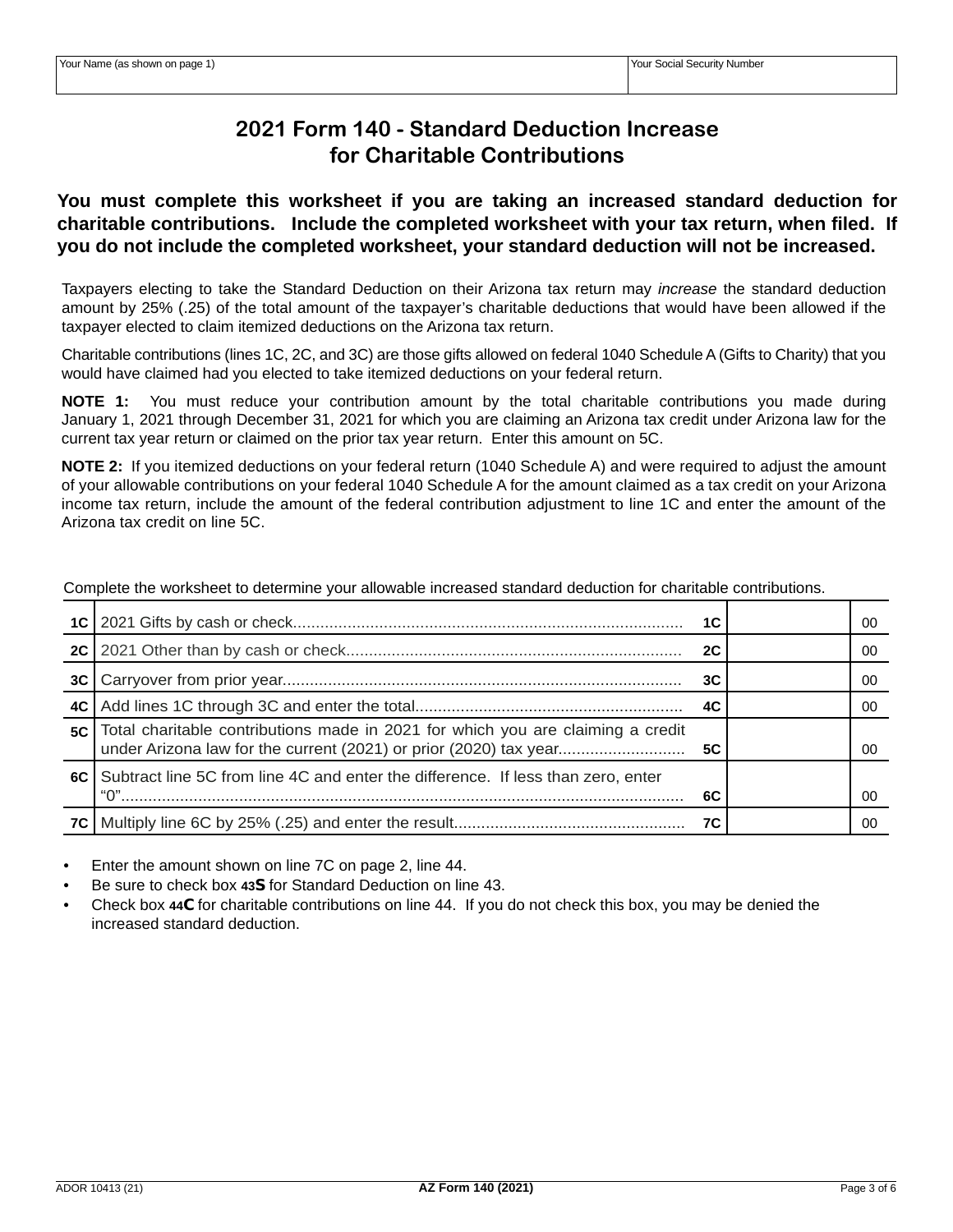| Your Name (as shown on page 1) | Your Social Security Number |
| --- | --- |
| | |

# 2021 Form 140 - Standard Deduction Increase for Charitable Contributions

**You must complete this worksheet if you are taking an increased standard deduction for charitable contributions. Include the completed worksheet with your tax return, when filed. If you do not include the completed worksheet, your standard deduction will not be increased.**

Taxpayers electing to take the Standard Deduction on their Arizona tax return may *increase* the standard deduction amount by 25% (.25) of the total amount of the taxpayer's charitable deductions that would have been allowed if the taxpayer elected to claim itemized deductions on the Arizona tax return.

Charitable contributions (lines 1C, 2C, and 3C) are those gifts allowed on federal 1040 Schedule A (Gifts to Charity) that you would have claimed had you elected to take itemized deductions on your federal return.

**NOTE 1:** You must reduce your contribution amount by the total charitable contributions you made during January 1, 2021 through December 31, 2021 for which you are claiming an Arizona tax credit under Arizona law for the current tax year return or claimed on the prior tax year return. Enter this amount on 5C.

**NOTE 2:** If you itemized deductions on your federal return (1040 Schedule A) and were required to adjust the amount of your allowable contributions on your federal 1040 Schedule A for the amount claimed as a tax credit on your Arizona income tax return, include the amount of the federal contribution adjustment to line 1C and enter the amount of the Arizona tax credit on line 5C.

Complete the worksheet to determine your allowable increased standard deduction for charitable contributions.

| Line | Description | Line | Amount | Cents |
| --- | --- | --- | --- | --- |
| **1C** | 2021 Gifts by cash or check | **1C** | | 00 |
| **2C** | 2021 Other than by cash or check | **2C** | | 00 |
| **3C** | Carryover from prior year | **3C** | | 00 |
| **4C** | Add lines 1C through 3C and enter the total | **4C** | | 00 |
| **5C** | Total charitable contributions made in 2021 for which you are claiming a credit under Arizona law for the current (2021) or prior (2020) tax year | **5C** | | 00 |
| **6C** | Subtract line 5C from line 4C and enter the difference. If less than zero, enter "0" | **6C** | | 00 |
| **7C** | Multiply line 6C by 25% (.25) and enter the result | **7C** | | 00 |

- Enter the amount shown on line 7C on page 2, line 44.
- Be sure to check box **43S** for Standard Deduction on line 43.
- Check box **44C** for charitable contributions on line 44. If you do not check this box, you may be denied the increased standard deduction.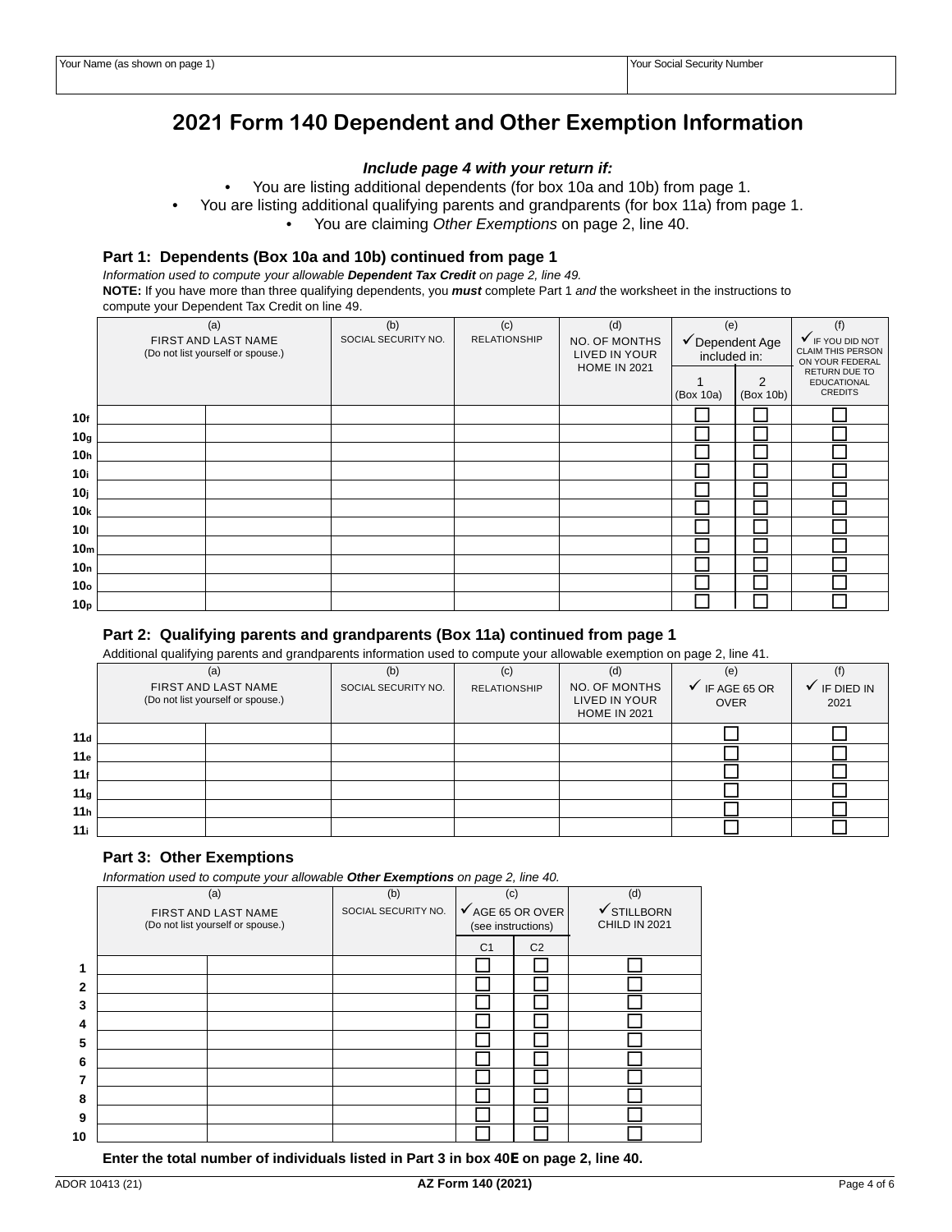| Your Name (as shown on page 1) | Your Social Security Number |
|---|---|
| | |

# 2021 Form 140 Dependent and Other Exemption Information

***Include page 4 with your return if:***

- You are listing additional dependents (for box 10a and 10b) from page 1.
- You are listing additional qualifying parents and grandparents (for box 11a) from page 1.
- You are claiming *Other Exemptions* on page 2, line 40.

## Part 1: Dependents (Box 10a and 10b) continued from page 1

*Information used to compute your allowable **Dependent Tax Credit** on page 2, line 49.*

**NOTE:** If you have more than three qualifying dependents, you ***must*** complete Part 1 *and* the worksheet in the instructions to compute your Dependent Tax Credit on line 49.

| | (a) FIRST AND LAST NAME (Do not list yourself or spouse.) | | (b) SOCIAL SECURITY NO. | (c) RELATIONSHIP | (d) NO. OF MONTHS LIVED IN YOUR HOME IN 2021 | (e) ✓Dependent Age included in: | | (f) ✓IF YOU DID NOT CLAIM THIS PERSON ON YOUR FEDERAL RETURN DUE TO EDUCATIONAL CREDITS |
|---|---|---|---|---|---|---|---|---|
| | | | | | | 1 (Box 10a) | 2 (Box 10b) | |
| 10f | | | | | | ☐ | ☐ | ☐ |
| 10g | | | | | | ☐ | ☐ | ☐ |
| 10h | | | | | | ☐ | ☐ | ☐ |
| 10i | | | | | | ☐ | ☐ | ☐ |
| 10j | | | | | | ☐ | ☐ | ☐ |
| 10k | | | | | | ☐ | ☐ | ☐ |
| 10l | | | | | | ☐ | ☐ | ☐ |
| 10m | | | | | | ☐ | ☐ | ☐ |
| 10n | | | | | | ☐ | ☐ | ☐ |
| 10o | | | | | | ☐ | ☐ | ☐ |
| 10p | | | | | | ☐ | ☐ | ☐ |

## Part 2: Qualifying parents and grandparents (Box 11a) continued from page 1

Additional qualifying parents and grandparents information used to compute your allowable exemption on page 2, line 41.

| | (a) FIRST AND LAST NAME (Do not list yourself or spouse.) | | (b) SOCIAL SECURITY NO. | (c) RELATIONSHIP | (d) NO. OF MONTHS LIVED IN YOUR HOME IN 2021 | (e) ✓ IF AGE 65 OR OVER | (f) ✓ IF DIED IN 2021 |
|---|---|---|---|---|---|---|---|
| 11d | | | | | | ☐ | ☐ |
| 11e | | | | | | ☐ | ☐ |
| 11f | | | | | | ☐ | ☐ |
| 11g | | | | | | ☐ | ☐ |
| 11h | | | | | | ☐ | ☐ |
| 11i | | | | | | ☐ | ☐ |

## Part 3: Other Exemptions

*Information used to compute your allowable **Other Exemptions** on page 2, line 40.*

| | (a) FIRST AND LAST NAME (Do not list yourself or spouse.) | | (b) SOCIAL SECURITY NO. | (c) ✓AGE 65 OR OVER (see instructions) | | (d) ✓STILLBORN CHILD IN 2021 |
|---|---|---|---|---|---|---|
| | | | | C1 | C2 | |
| 1 | | | | ☐ | ☐ | ☐ |
| 2 | | | | ☐ | ☐ | ☐ |
| 3 | | | | ☐ | ☐ | ☐ |
| 4 | | | | ☐ | ☐ | ☐ |
| 5 | | | | ☐ | ☐ | ☐ |
| 6 | | | | ☐ | ☐ | ☐ |
| 7 | | | | ☐ | ☐ | ☐ |
| 8 | | | | ☐ | ☐ | ☐ |
| 9 | | | | ☐ | ☐ | ☐ |
| 10 | | | | ☐ | ☐ | ☐ |

**Enter the total number of individuals listed in Part 3 in box 40E on page 2, line 40.**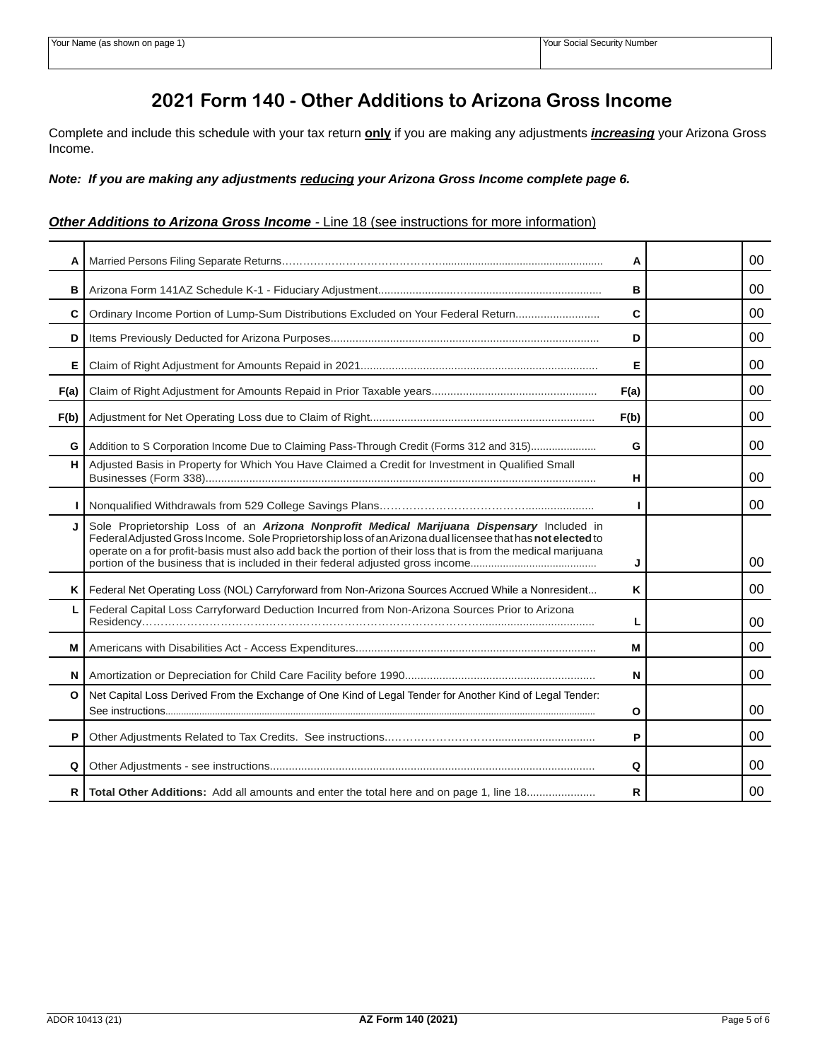| Your Name (as shown on page 1) | Your Social Security Number |
|---|---|
| | |

# 2021 Form 140 - Other Additions to Arizona Gross Income

Complete and include this schedule with your tax return **only** if you are making any adjustments ***increasing*** your Arizona Gross Income.

***Note: If you are making any adjustments reducing your Arizona Gross Income complete page 6.***

***Other Additions to Arizona Gross Income*** - Line 18 (see instructions for more information)

| | | | | |
|---|---|---|---|---|
| A | Married Persons Filing Separate Returns | A | | 00 |
| B | Arizona Form 141AZ Schedule K-1 - Fiduciary Adjustment | B | | 00 |
| C | Ordinary Income Portion of Lump-Sum Distributions Excluded on Your Federal Return | C | | 00 |
| D | Items Previously Deducted for Arizona Purposes | D | | 00 |
| E | Claim of Right Adjustment for Amounts Repaid in 2021 | E | | 00 |
| F(a) | Claim of Right Adjustment for Amounts Repaid in Prior Taxable years | F(a) | | 00 |
| F(b) | Adjustment for Net Operating Loss due to Claim of Right | F(b) | | 00 |
| G | Addition to S Corporation Income Due to Claiming Pass-Through Credit (Forms 312 and 315) | G | | 00 |
| H | Adjusted Basis in Property for Which You Have Claimed a Credit for Investment in Qualified Small Businesses (Form 338) | H | | 00 |
| I | Nonqualified Withdrawals from 529 College Savings Plans | I | | 00 |
| J | Sole Proprietorship Loss of an ***Arizona Nonprofit Medical Marijuana Dispensary*** Included in Federal Adjusted Gross Income. Sole Proprietorship loss of an Arizona dual licensee that has **not elected** to operate on a for profit-basis must also add back the portion of their loss that is from the medical marijuana portion of the business that is included in their federal adjusted gross income | J | | 00 |
| K | Federal Net Operating Loss (NOL) Carryforward from Non-Arizona Sources Accrued While a Nonresident | K | | 00 |
| L | Federal Capital Loss Carryforward Deduction Incurred from Non-Arizona Sources Prior to Arizona Residency | L | | 00 |
| M | Americans with Disabilities Act - Access Expenditures | M | | 00 |
| N | Amortization or Depreciation for Child Care Facility before 1990 | N | | 00 |
| O | Net Capital Loss Derived From the Exchange of One Kind of Legal Tender for Another Kind of Legal Tender: See instructions | O | | 00 |
| P | Other Adjustments Related to Tax Credits. See instructions | P | | 00 |
| Q | Other Adjustments - see instructions | Q | | 00 |
| R | **Total Other Additions:** Add all amounts and enter the total here and on page 1, line 18 | R | | 00 |

ADOR 10413 (21) **AZ Form 140 (2021)**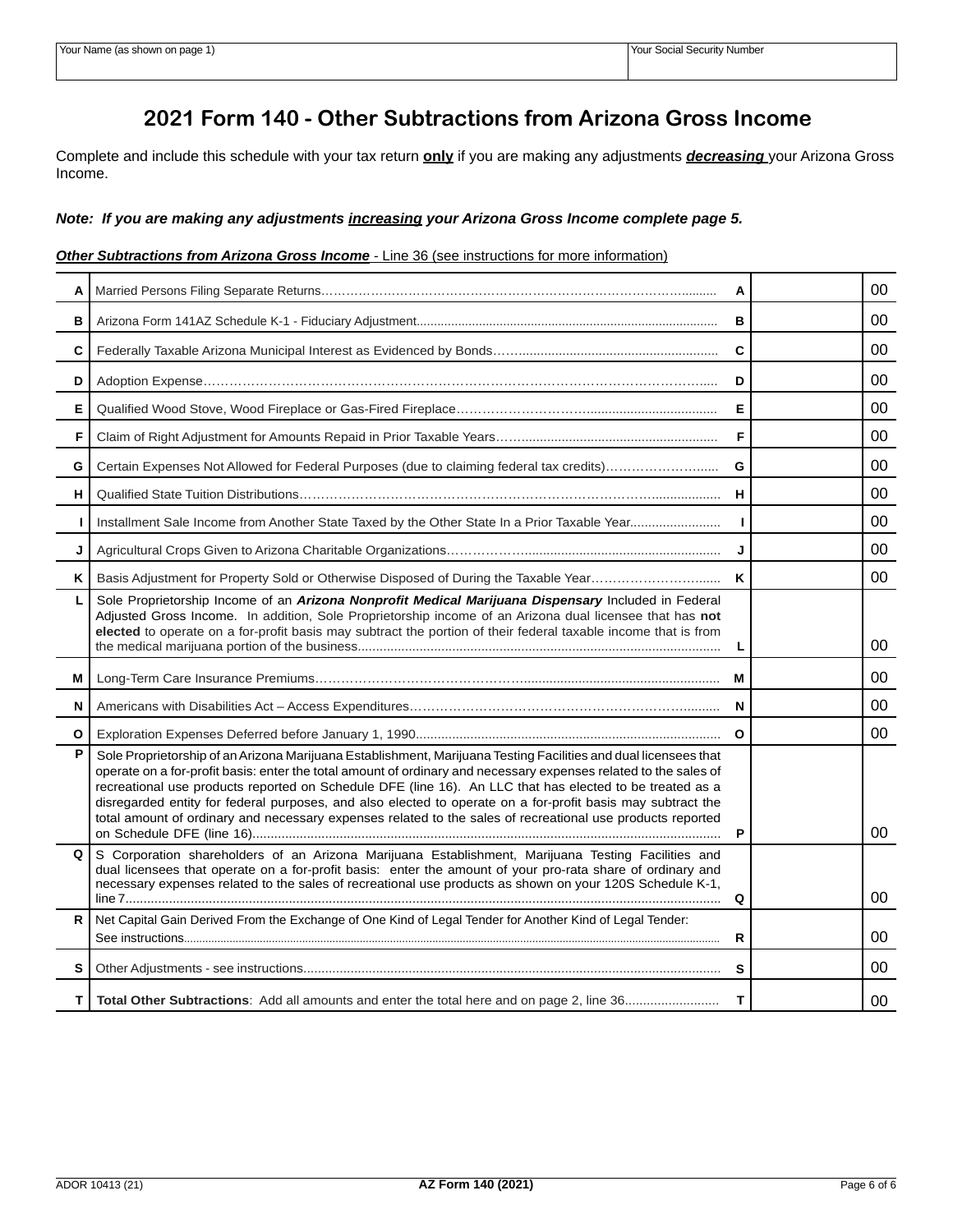| Your Name (as shown on page 1) | Your Social Security Number |
|---|---|
| | |

# 2021 Form 140 - Other Subtractions from Arizona Gross Income

Complete and include this schedule with your tax return **only** if you are making any adjustments ***decreasing*** your Arizona Gross Income.

***Note: If you are making any adjustments increasing your Arizona Gross Income complete page 5.***

***Other Subtractions from Arizona Gross Income*** - Line 36 (see instructions for more information)

| | | | | |
|---|---|---|---|---|
| A | Married Persons Filing Separate Returns | A | | 00 |
| B | Arizona Form 141AZ Schedule K-1 - Fiduciary Adjustment | B | | 00 |
| C | Federally Taxable Arizona Municipal Interest as Evidenced by Bonds | C | | 00 |
| D | Adoption Expense | D | | 00 |
| E | Qualified Wood Stove, Wood Fireplace or Gas-Fired Fireplace | E | | 00 |
| F | Claim of Right Adjustment for Amounts Repaid in Prior Taxable Years | F | | 00 |
| G | Certain Expenses Not Allowed for Federal Purposes (due to claiming federal tax credits) | G | | 00 |
| H | Qualified State Tuition Distributions | H | | 00 |
| I | Installment Sale Income from Another State Taxed by the Other State In a Prior Taxable Year | I | | 00 |
| J | Agricultural Crops Given to Arizona Charitable Organizations | J | | 00 |
| K | Basis Adjustment for Property Sold or Otherwise Disposed of During the Taxable Year | K | | 00 |
| L | Sole Proprietorship Income of an ***Arizona Nonprofit Medical Marijuana Dispensary*** Included in Federal Adjusted Gross Income. In addition, Sole Proprietorship income of an Arizona dual licensee that has **not elected** to operate on a for-profit basis may subtract the portion of their federal taxable income that is from the medical marijuana portion of the business | L | | 00 |
| M | Long-Term Care Insurance Premiums | M | | 00 |
| N | Americans with Disabilities Act – Access Expenditures | N | | 00 |
| O | Exploration Expenses Deferred before January 1, 1990 | O | | 00 |
| P | Sole Proprietorship of an Arizona Marijuana Establishment, Marijuana Testing Facilities and dual licensees that operate on a for-profit basis: enter the total amount of ordinary and necessary expenses related to the sales of recreational use products reported on Schedule DFE (line 16). An LLC that has elected to be treated as a disregarded entity for federal purposes, and also elected to operate on a for-profit basis may subtract the total amount of ordinary and necessary expenses related to the sales of recreational use products reported on Schedule DFE (line 16) | P | | 00 |
| Q | S Corporation shareholders of an Arizona Marijuana Establishment, Marijuana Testing Facilities and dual licensees that operate on a for-profit basis: enter the amount of your pro-rata share of ordinary and necessary expenses related to the sales of recreational use products as shown on your 120S Schedule K-1, line 7 | Q | | 00 |
| R | Net Capital Gain Derived From the Exchange of One Kind of Legal Tender for Another Kind of Legal Tender: See instructions | R | | 00 |
| S | Other Adjustments - see instructions | S | | 00 |
| T | **Total Other Subtractions**: Add all amounts and enter the total here and on page 2, line 36 | T | | 00 |

ADOR 10413 (21)